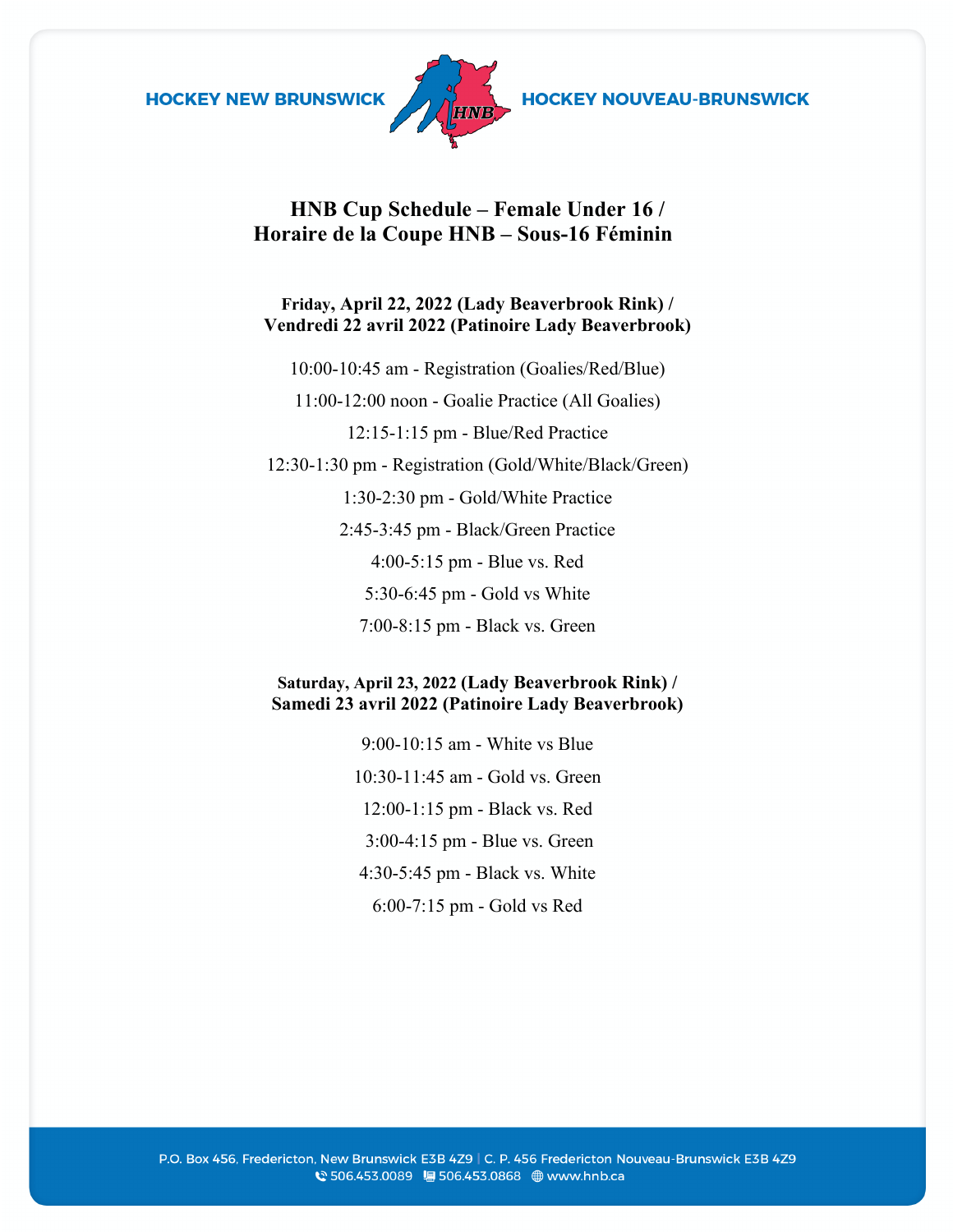HOCKEY NEW BRUNSWICK HOCKEY NOUVEAU-BRUNSWICK

# HNB Cup Schedule – Female Under 16 / Horaire de la Coupe HNB – Sous-16 Féminin

## Friday, April 22, 2022 (Lady Beaverbrook Rink) / Vendredi 22 avril 2022 (Patinoire Lady Beaverbrook)

10:00-10:45 am - Registration (Goalies/Red/Blue)

11:00-12:00 noon - Goalie Practice (All Goalies)

12:15-1:15 pm - Blue/Red Practice

12:30-1:30 pm - Registration (Gold/White/Black/Green)

1:30-2:30 pm - Gold/White Practice

2:45-3:45 pm - Black/Green Practice

4:00-5:15 pm - Blue vs. Red

5:30-6:45 pm - Gold vs White

7:00-8:15 pm - Black vs. Green

## Saturday, April 23, 2022 (Lady Beaverbrook Rink) / Samedi 23 avril 2022 (Patinoire Lady Beaverbrook)

9:00-10:15 am - White vs Blue

10:30-11:45 am - Gold vs. Green

12:00-1:15 pm - Black vs. Red

3:00-4:15 pm - Blue vs. Green

4:30-5:45 pm - Black vs. White

6:00-7:15 pm - Gold vs Red

P.O. Box 456, Fredericton, New Brunswick E3B 4Z9 | C. P. 456 Fredericton Nouveau-Brunswick E3B 4Z9
506.453.0089 506.453.0868 www.hnb.ca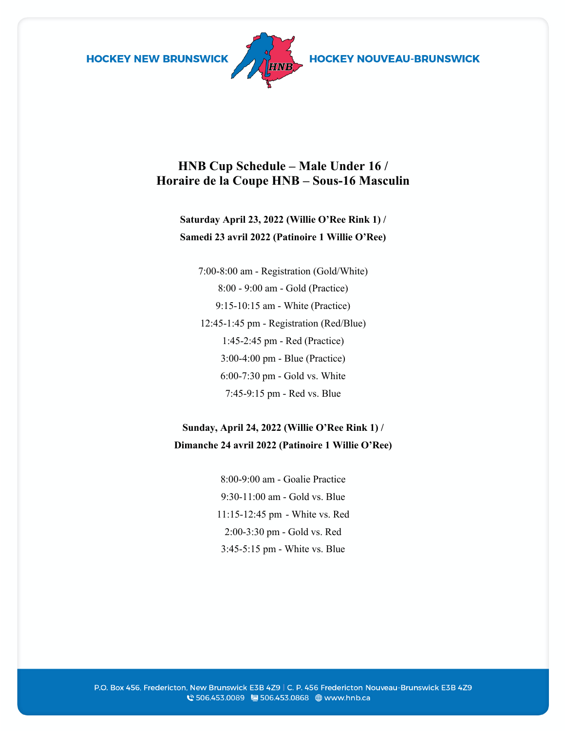# HNB Cup Schedule – Male Under 16 / Horaire de la Coupe HNB – Sous-16 Masculin

**Saturday April 23, 2022 (Willie O'Ree Rink 1) /**
**Samedi 23 avril 2022 (Patinoire 1 Willie O'Ree)**

7:00-8:00 am - Registration (Gold/White)
8:00 - 9:00 am - Gold (Practice)
9:15-10:15 am - White (Practice)
12:45-1:45 pm - Registration (Red/Blue)
1:45-2:45 pm - Red (Practice)
3:00-4:00 pm - Blue (Practice)
6:00-7:30 pm - Gold vs. White
7:45-9:15 pm - Red vs. Blue

**Sunday, April 24, 2022 (Willie O'Ree Rink 1) /**
**Dimanche 24 avril 2022 (Patinoire 1 Willie O'Ree)**

8:00-9:00 am - Goalie Practice
9:30-11:00 am - Gold vs. Blue
11:15-12:45 pm - White vs. Red
2:00-3:30 pm - Gold vs. Red
3:45-5:15 pm - White vs. Blue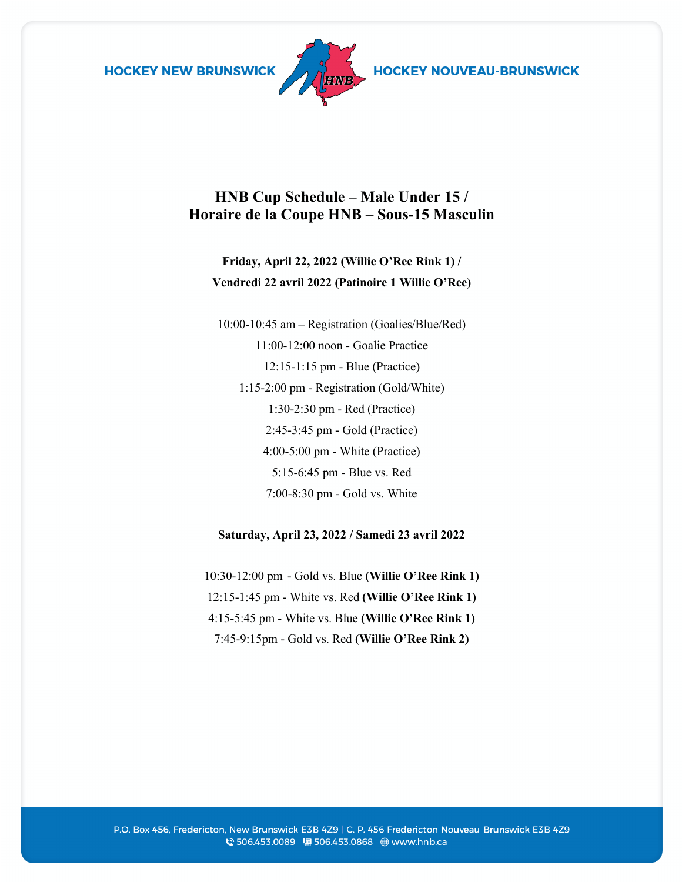HOCKEY NEW BRUNSWICK HOCKEY NOUVEAU-BRUNSWICK

# HNB Cup Schedule – Male Under 15 / Horaire de la Coupe HNB – Sous-15 Masculin

**Friday, April 22, 2022 (Willie O'Ree Rink 1) /**
**Vendredi 22 avril 2022 (Patinoire 1 Willie O'Ree)**

10:00-10:45 am – Registration (Goalies/Blue/Red)
11:00-12:00 noon - Goalie Practice
12:15-1:15 pm - Blue (Practice)
1:15-2:00 pm - Registration (Gold/White)
1:30-2:30 pm - Red (Practice)
2:45-3:45 pm - Gold (Practice)
4:00-5:00 pm - White (Practice)
5:15-6:45 pm - Blue vs. Red
7:00-8:30 pm - Gold vs. White

**Saturday, April 23, 2022 / Samedi 23 avril 2022**

10:30-12:00 pm - Gold vs. Blue **(Willie O'Ree Rink 1)**
12:15-1:45 pm - White vs. Red **(Willie O'Ree Rink 1)**
4:15-5:45 pm - White vs. Blue **(Willie O'Ree Rink 1)**
7:45-9:15pm - Gold vs. Red **(Willie O'Ree Rink 2)**

P.O. Box 456, Fredericton, New Brunswick E3B 4Z9 | C. P. 456 Fredericton Nouveau-Brunswick E3B 4Z9
506.453.0089 506.453.0868 www.hnb.ca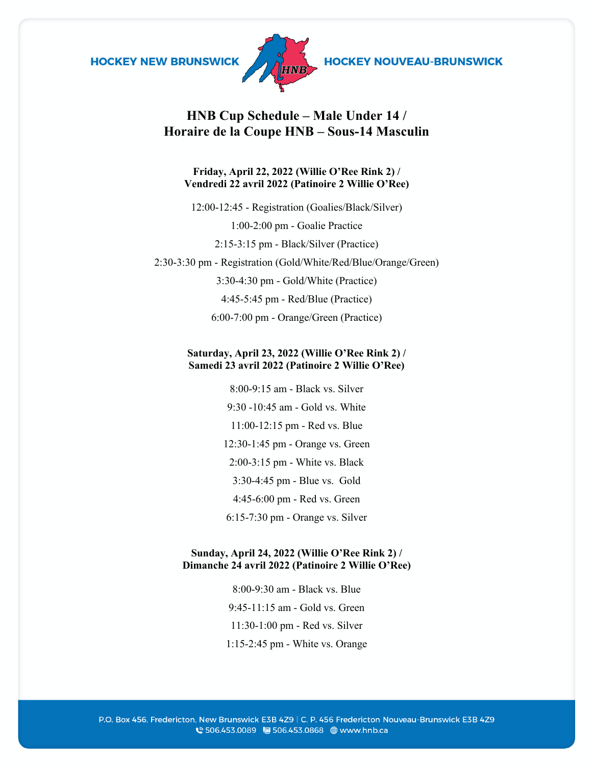HOCKEY NEW BRUNSWICK HOCKEY NOUVEAU-BRUNSWICK

# HNB Cup Schedule – Male Under 14 / Horaire de la Coupe HNB – Sous-14 Masculin

### Friday, April 22, 2022 (Willie O'Ree Rink 2) / Vendredi 22 avril 2022 (Patinoire 2 Willie O'Ree)

12:00-12:45 - Registration (Goalies/Black/Silver)

1:00-2:00 pm - Goalie Practice

2:15-3:15 pm - Black/Silver (Practice)

2:30-3:30 pm - Registration (Gold/White/Red/Blue/Orange/Green)

3:30-4:30 pm - Gold/White (Practice)

4:45-5:45 pm - Red/Blue (Practice)

6:00-7:00 pm - Orange/Green (Practice)

### Saturday, April 23, 2022 (Willie O'Ree Rink 2) / Samedi 23 avril 2022 (Patinoire 2 Willie O'Ree)

8:00-9:15 am - Black vs. Silver

9:30 -10:45 am - Gold vs. White

11:00-12:15 pm - Red vs. Blue

12:30-1:45 pm - Orange vs. Green

2:00-3:15 pm - White vs. Black

3:30-4:45 pm - Blue vs. Gold

4:45-6:00 pm - Red vs. Green

6:15-7:30 pm - Orange vs. Silver

### Sunday, April 24, 2022 (Willie O'Ree Rink 2) / Dimanche 24 avril 2022 (Patinoire 2 Willie O'Ree)

8:00-9:30 am - Black vs. Blue

9:45-11:15 am - Gold vs. Green

11:30-1:00 pm - Red vs. Silver

1:15-2:45 pm - White vs. Orange

P.O. Box 456, Fredericton, New Brunswick E3B 4Z9 | C. P. 456 Fredericton Nouveau-Brunswick E3B 4Z9
506.453.0089 506.453.0868 www.hnb.ca